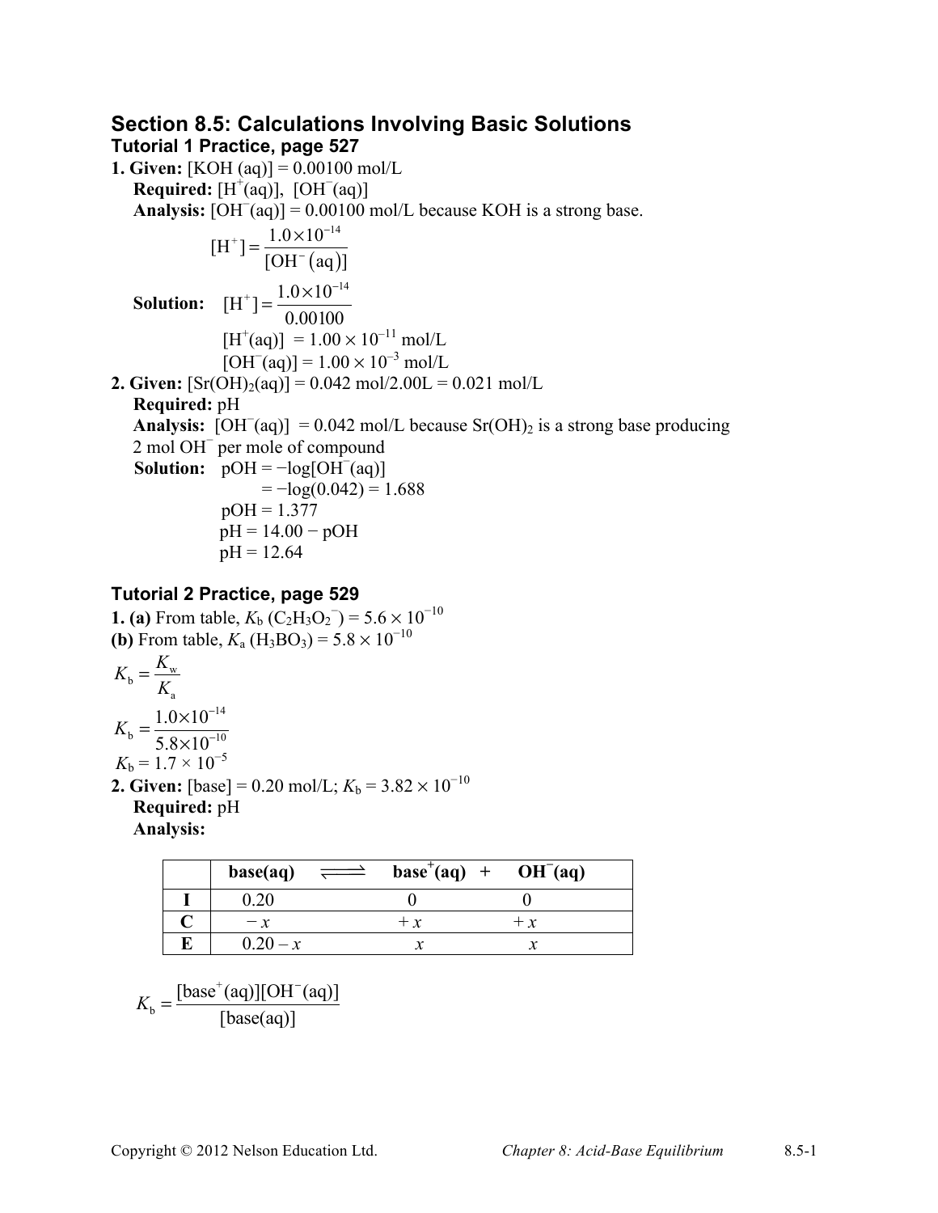## Section 8.5: Calculations Involving Basic Solutions

### Tutorial 1 Practice, page 527

**1. Given:** [KOH (aq)] = 0.00100 mol/L

**Required:** $[H^+(aq)]$, $[OH^-(aq)]$

**Analysis:** $[OH^-(aq)]$ = 0.00100 mol/L because KOH is a strong base.

$$[H^+] = \frac{1.0 \times 10^{-14}}{[OH^-(aq)]}$$

**Solution:**

$$[H^+] = \frac{1.0 \times 10^{-14}}{0.00100}$$

$[H^+(aq)] = 1.00 \times 10^{-11}$ mol/L

$[OH^-(aq)] = 1.00 \times 10^{-3}$ mol/L

**2. Given:** $[Sr(OH)_2(aq)]$ = 0.042 mol/2.00L = 0.021 mol/L

**Required:** pH

**Analysis:** $[OH^-(aq)]$ = 0.042 mol/L because $Sr(OH)_2$ is a strong base producing 2 mol $OH^-$ per mole of compound

**Solution:** pOH = $-\log[OH^-(aq)]$

= $-\log(0.042)$ = 1.688

pOH = 1.377

pH = 14.00 − pOH

pH = 12.64

### Tutorial 2 Practice, page 529

**1. (a)** From table, $K_b$ $(C_2H_3O_2^-) = 5.6 \times 10^{-10}$

**(b)** From table, $K_a$ $(H_3BO_3) = 5.8 \times 10^{-10}$

$$K_b = \frac{K_w}{K_a}$$

$$K_b = \frac{1.0 \times 10^{-14}}{5.8 \times 10^{-10}}$$

$K_b = 1.7 \times 10^{-5}$

**2. Given:** [base] = 0.20 mol/L; $K_b = 3.82 \times 10^{-10}$

**Required:** pH

**Analysis:**

| | **base(aq)** | $\rightleftharpoons$ | **$base^+$(aq)** | + | **$OH^-$(aq)** |
|---|---|---|---|---|---|
| **I** | 0.20 | | 0 | | 0 |
| **C** | $-x$ | | $+x$ | | $+x$ |
| **E** | $0.20 - x$ | | $x$ | | $x$ |

$$K_b = \frac{[base^+(aq)][OH^-(aq)]}{[base(aq)]}$$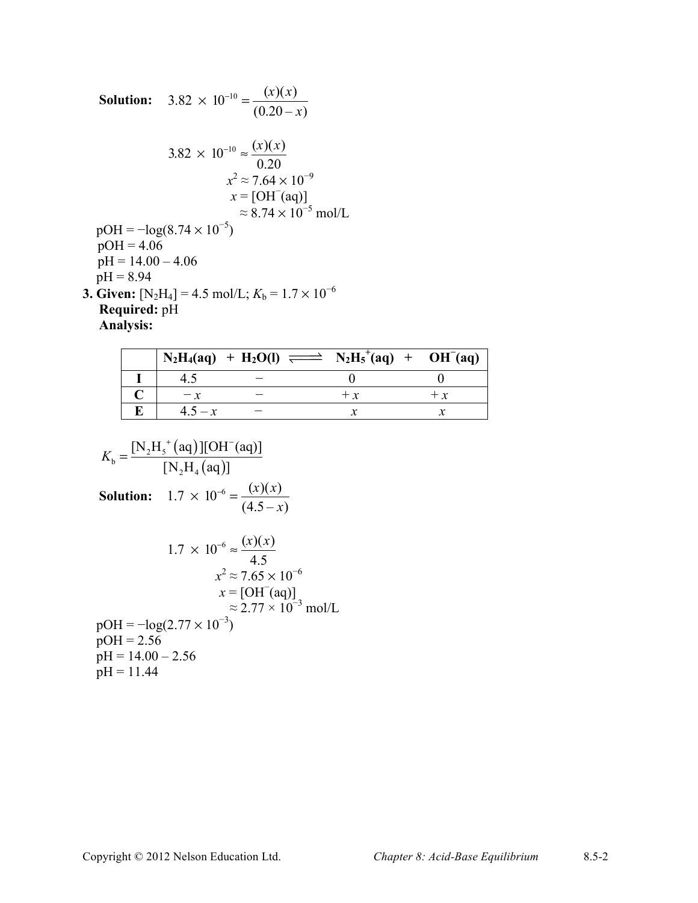**Solution:** $3.82 \times 10^{-10} = \dfrac{(x)(x)}{(0.20 - x)}$

$$3.82 \times 10^{-10} \approx \frac{(x)(x)}{0.20}$$

$$x^2 \approx 7.64 \times 10^{-9}$$

$$x = [OH^{-}(aq)]$$

$$\approx 8.74 \times 10^{-5} \text{ mol/L}$$

$pOH = -\log(8.74 \times 10^{-5})$

$pOH = 4.06$

$pH = 14.00 - 4.06$

$pH = 8.94$

**3. Given:** $[N_2H_4] = 4.5$ mol/L; $K_b = 1.7 \times 10^{-6}$

**Required:** pH

**Analysis:**

| | $N_2H_4(aq)$ + | $H_2O(l)$ $\rightleftharpoons$ | $N_2H_5^{+}(aq)$ + | $OH^{-}(aq)$ |
|---|---|---|---|---|
| **I** | 4.5 | − | 0 | 0 |
| **C** | $-x$ | − | $+x$ | $+x$ |
| **E** | $4.5 - x$ | − | $x$ | $x$ |

$$K_b = \frac{[N_2H_5^{+}(aq)][OH^{-}(aq)]}{[N_2H_4(aq)]}$$

**Solution:** $1.7 \times 10^{-6} = \dfrac{(x)(x)}{(4.5 - x)}$

$$1.7 \times 10^{-6} \approx \frac{(x)(x)}{4.5}$$

$$x^2 \approx 7.65 \times 10^{-6}$$

$$x = [OH^{-}(aq)]$$

$$\approx 2.77 \times 10^{-3} \text{ mol/L}$$

$pOH = -\log(2.77 \times 10^{-3})$

$pOH = 2.56$

$pH = 14.00 - 2.56$

$pH = 11.44$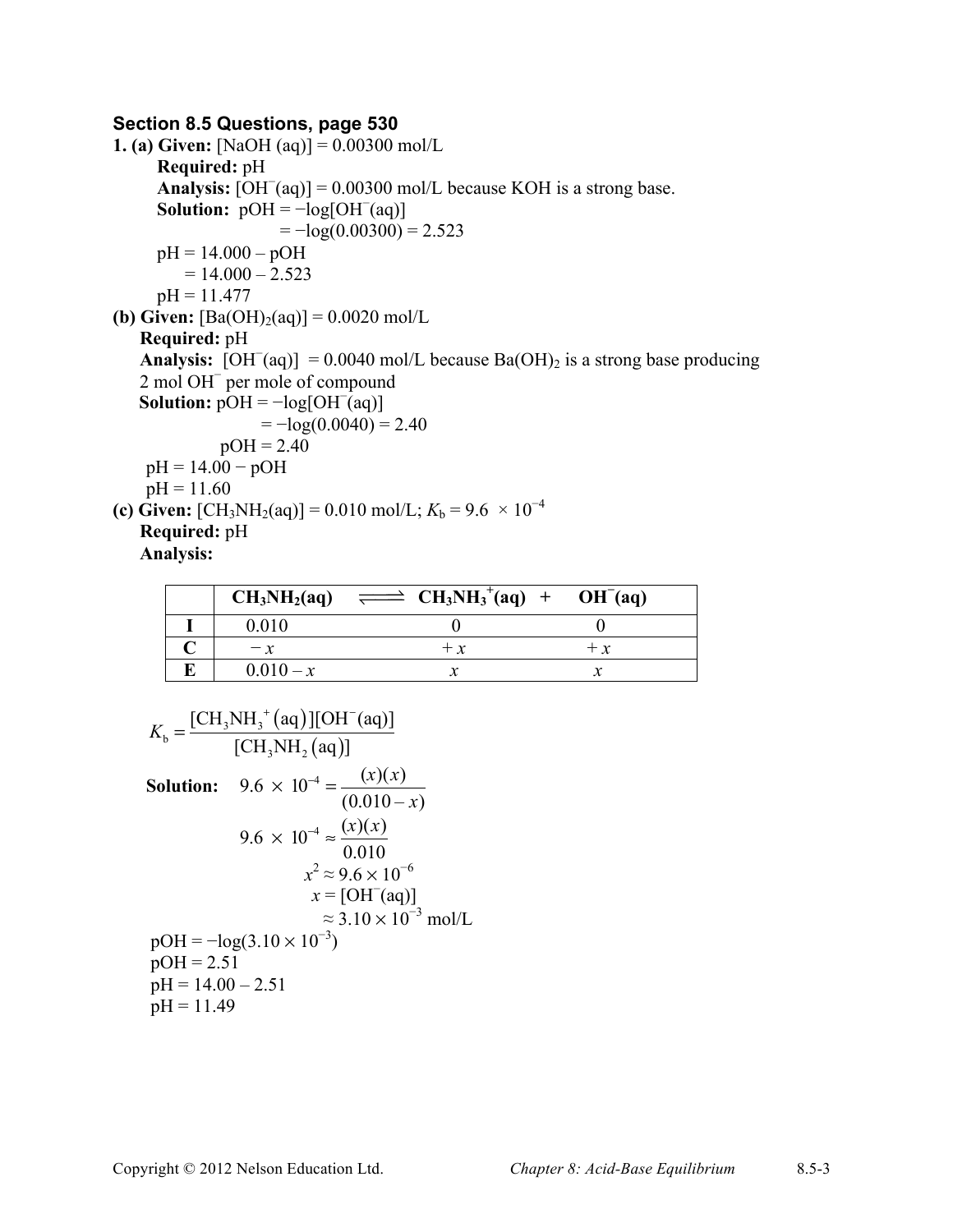## Section 8.5 Questions, page 530

**1. (a) Given:** [NaOH (aq)] = 0.00300 mol/L

**Required:** pH

**Analysis:** $[OH^-(aq)]$ = 0.00300 mol/L because KOH is a strong base.

**Solution:** $\text{pOH} = -\log[OH^-(aq)]$

$= -\log(0.00300) = 2.523$

$\text{pH} = 14.000 - \text{pOH}$

$= 14.000 - 2.523$

$\text{pH} = 11.477$

**(b) Given:** $[Ba(OH)_2(aq)]$ = 0.0020 mol/L

**Required:** pH

**Analysis:** $[OH^-(aq)]$ = 0.0040 mol/L because $Ba(OH)_2$ is a strong base producing 2 mol $OH^-$ per mole of compound

**Solution:** $\text{pOH} = -\log[OH^-(aq)]$

$= -\log(0.0040) = 2.40$

$\text{pOH} = 2.40$

$\text{pH} = 14.00 - \text{pOH}$

$\text{pH} = 11.60$

**(c) Given:** $[CH_3NH_2(aq)]$ = 0.010 mol/L; $K_b = 9.6 \times 10^{-4}$

**Required:** pH

**Analysis:**

| | $CH_3NH_2(aq)$ $\rightleftharpoons$ | $CH_3NH_3^+(aq)$ + | $OH^-(aq)$ |
|---|---|---|---|
| **I** | 0.010 | 0 | 0 |
| **C** | $-x$ | $+x$ | $+x$ |
| **E** | $0.010 - x$ | $x$ | $x$ |

$$K_b = \frac{[CH_3NH_3^+(aq)][OH^-(aq)]}{[CH_3NH_2(aq)]}$$

**Solution:**

$$9.6 \times 10^{-4} = \frac{(x)(x)}{(0.010 - x)}$$

$$9.6 \times 10^{-4} \approx \frac{(x)(x)}{0.010}$$

$$x^2 \approx 9.6 \times 10^{-6}$$

$$x = [OH^-(aq)]$$

$$\approx 3.10 \times 10^{-3} \text{ mol/L}$$

$\text{pOH} = -\log(3.10 \times 10^{-3})$

$\text{pOH} = 2.51$

$\text{pH} = 14.00 - 2.51$

$\text{pH} = 11.49$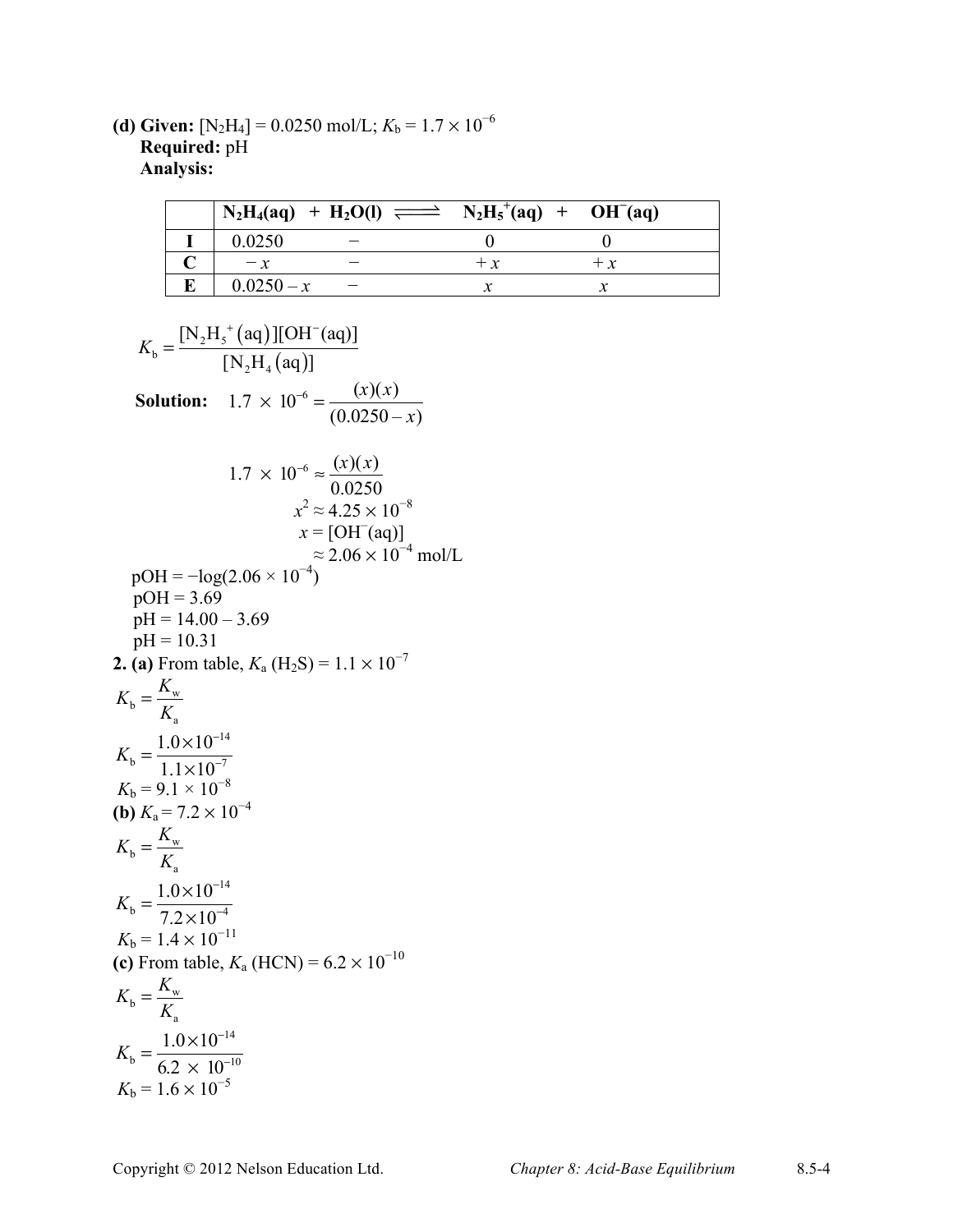**(d) Given:** $[N_2H_4]$ = 0.0250 mol/L; $K_b = 1.7 \times 10^{-6}$

**Required:** pH

**Analysis:**

| | $N_2H_4(aq)$ + | $H_2O(l) \rightleftharpoons$ | $N_2H_5^+(aq)$ + | $OH^-(aq)$ |
|---|---|---|---|---|
| **I** | 0.0250 | − | 0 | 0 |
| **C** | $-x$ | − | $+x$ | $+x$ |
| **E** | $0.0250 - x$ | − | $x$ | $x$ |

$$K_b = \frac{[N_2H_5^+(aq)][OH^-(aq)]}{[N_2H_4(aq)]}$$

**Solution:** $$1.7 \times 10^{-6} = \frac{(x)(x)}{(0.0250 - x)}$$

$$1.7 \times 10^{-6} \approx \frac{(x)(x)}{0.0250}$$

$$x^2 \approx 4.25 \times 10^{-8}$$

$$x = [OH^-(aq)]$$

$$\approx 2.06 \times 10^{-4} \text{ mol/L}$$

$\text{pOH} = -\log(2.06 \times 10^{-4})$

$\text{pOH} = 3.69$

$\text{pH} = 14.00 - 3.69$

$\text{pH} = 10.31$

**2. (a)** From table, $K_a$ ($H_2S$) = $1.1 \times 10^{-7}$

$$K_b = \frac{K_w}{K_a}$$

$$K_b = \frac{1.0 \times 10^{-14}}{1.1 \times 10^{-7}}$$

$K_b = 9.1 \times 10^{-8}$

**(b)** $K_a = 7.2 \times 10^{-4}$

$$K_b = \frac{K_w}{K_a}$$

$$K_b = \frac{1.0 \times 10^{-14}}{7.2 \times 10^{-4}}$$

$K_b = 1.4 \times 10^{-11}$

**(c)** From table, $K_a$ (HCN) = $6.2 \times 10^{-10}$

$$K_b = \frac{K_w}{K_a}$$

$$K_b = \frac{1.0 \times 10^{-14}}{6.2 \times 10^{-10}}$$

$K_b = 1.6 \times 10^{-5}$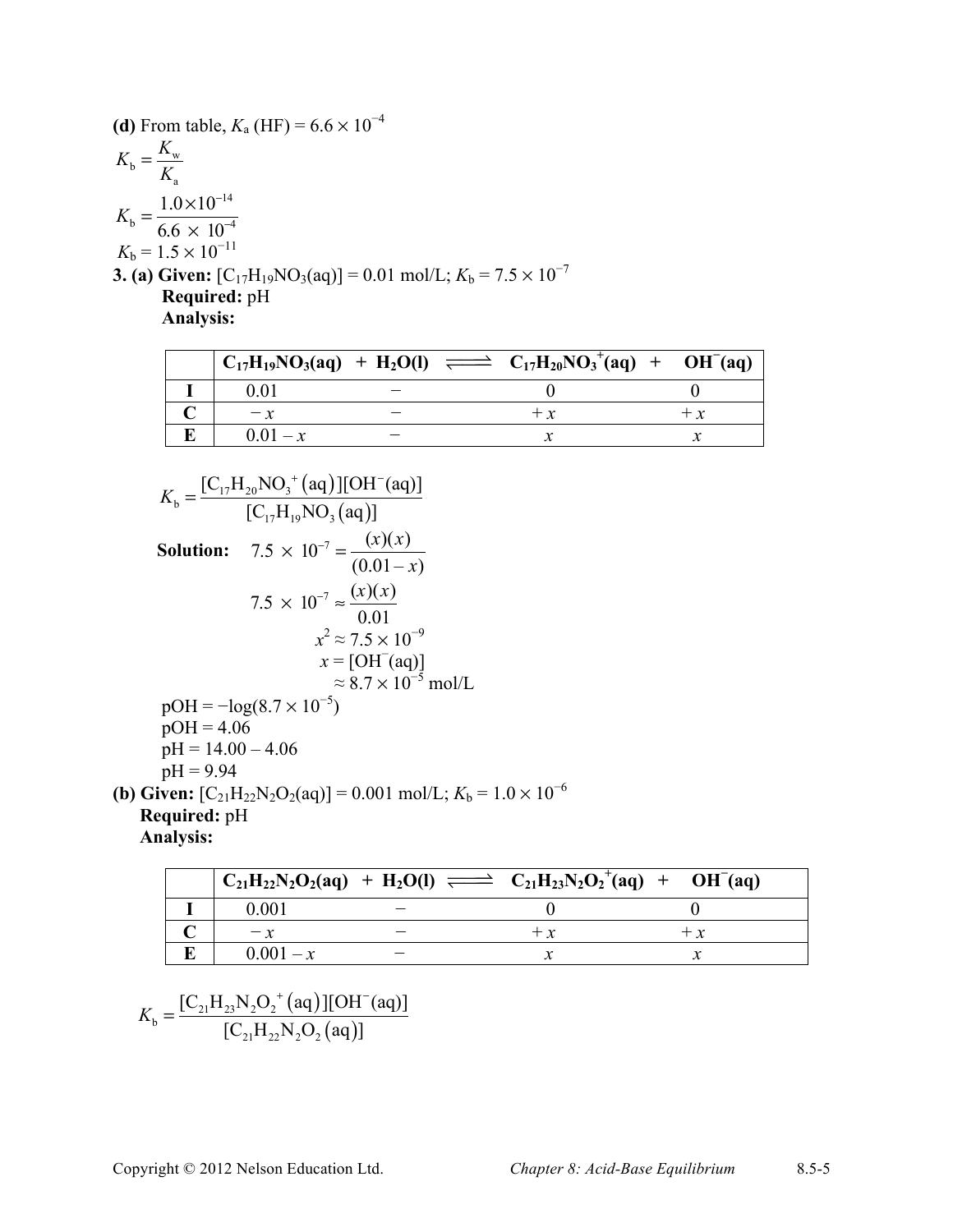**(d)** From table, $K_a$ (HF) = $6.6 \times 10^{-4}$

$$K_b = \frac{K_w}{K_a}$$

$$K_b = \frac{1.0 \times 10^{-14}}{6.6 \times 10^{-4}}$$

$K_b = 1.5 \times 10^{-11}$

**3. (a) Given:** $[C_{17}H_{19}NO_3(aq)]$ = 0.01 mol/L; $K_b = 7.5 \times 10^{-7}$

**Required:** pH

**Analysis:**

| | $C_{17}H_{19}NO_3(aq)$ | + $H_2O(l)$ | $\rightleftharpoons$ $C_{17}H_{20}NO_3^+(aq)$ | + $OH^-(aq)$ |
|---|---|---|---|---|
| **I** | 0.01 | − | 0 | 0 |
| **C** | $-x$ | − | $+x$ | $+x$ |
| **E** | $0.01 - x$ | − | $x$ | $x$ |

$$K_b = \frac{[C_{17}H_{20}NO_3^+(aq)][OH^-(aq)]}{[C_{17}H_{19}NO_3(aq)]}$$

**Solution:**

$$7.5 \times 10^{-7} = \frac{(x)(x)}{(0.01 - x)}$$

$$7.5 \times 10^{-7} \approx \frac{(x)(x)}{0.01}$$

$$x^2 \approx 7.5 \times 10^{-9}$$

$$x = [OH^-(aq)]$$

$$\approx 8.7 \times 10^{-5} \text{ mol/L}$$

pOH = $-\log(8.7 \times 10^{-5})$

pOH = 4.06

pH = 14.00 − 4.06

pH = 9.94

**(b) Given:** $[C_{21}H_{22}N_2O_2(aq)]$ = 0.001 mol/L; $K_b = 1.0 \times 10^{-6}$

**Required:** pH

**Analysis:**

| | $C_{21}H_{22}N_2O_2(aq)$ | + $H_2O(l)$ | $\rightleftharpoons$ $C_{21}H_{23}N_2O_2^+(aq)$ | + $OH^-(aq)$ |
|---|---|---|---|---|
| **I** | 0.001 | − | 0 | 0 |
| **C** | $-x$ | − | $+x$ | $+x$ |
| **E** | $0.001 - x$ | − | $x$ | $x$ |

$$K_b = \frac{[C_{21}H_{23}N_2O_2^+(aq)][OH^-(aq)]}{[C_{21}H_{22}N_2O_2(aq)]}$$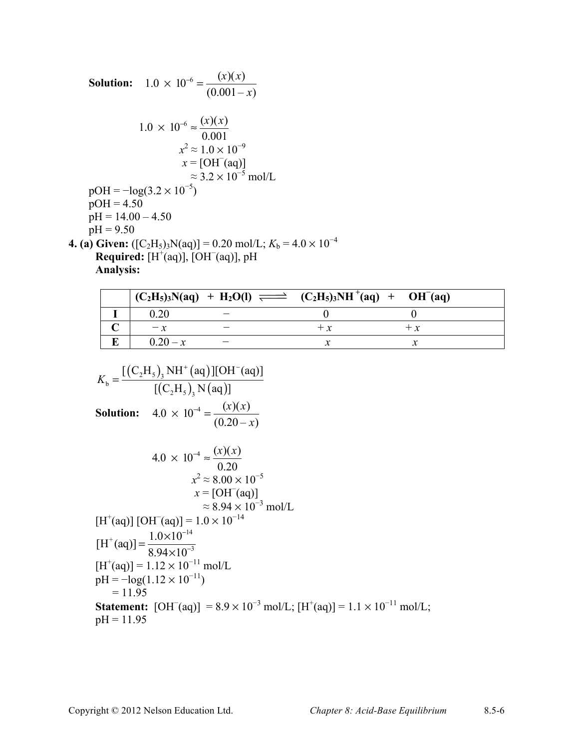**Solution:** $1.0 \times 10^{-6} = \dfrac{(x)(x)}{(0.001 - x)}$

$$1.0 \times 10^{-6} \approx \frac{(x)(x)}{0.001}$$

$$x^2 \approx 1.0 \times 10^{-9}$$

$$x = [OH^-(aq)]$$

$$\approx 3.2 \times 10^{-5} \text{ mol/L}$$

pOH = $-\log(3.2 \times 10^{-5})$
pOH = 4.50
pH = 14.00 – 4.50
pH = 9.50

**4. (a) Given:** $([(C_2H_5)_3N(aq)] = 0.20$ mol/L; $K_b = 4.0 \times 10^{-4}$
**Required:** $[H^+(aq)]$, $[OH^-(aq)]$, pH
**Analysis:**

| | $(C_2H_5)_3N(aq)$ | + $H_2O(l)$ ⇌ | $(C_2H_5)_3NH^+(aq)$ + | $OH^-(aq)$ |
|---|---|---|---|---|
| **I** | 0.20 | − | 0 | 0 |
| **C** | $-x$ | − | $+x$ | $+x$ |
| **E** | $0.20 - x$ | − | $x$ | $x$ |

$$K_b = \frac{[(C_2H_5)_3NH^+(aq)][OH^-(aq)]}{[(C_2H_5)_3N(aq)]}$$

**Solution:** $4.0 \times 10^{-4} = \dfrac{(x)(x)}{(0.20 - x)}$

$$4.0 \times 10^{-4} \approx \frac{(x)(x)}{0.20}$$

$$x^2 \approx 8.00 \times 10^{-5}$$

$$x = [OH^-(aq)]$$

$$\approx 8.94 \times 10^{-3} \text{ mol/L}$$

$[H^+(aq)]\,[OH^-(aq)] = 1.0 \times 10^{-14}$

$$[H^+(aq)] = \frac{1.0 \times 10^{-14}}{8.94 \times 10^{-3}}$$

$[H^+(aq)] = 1.12 \times 10^{-11}$ mol/L
pH = $-\log(1.12 \times 10^{-11})$
= 11.95

**Statement:** $[OH^-(aq)] = 8.9 \times 10^{-3}$ mol/L; $[H^+(aq)] = 1.1 \times 10^{-11}$ mol/L; pH = 11.95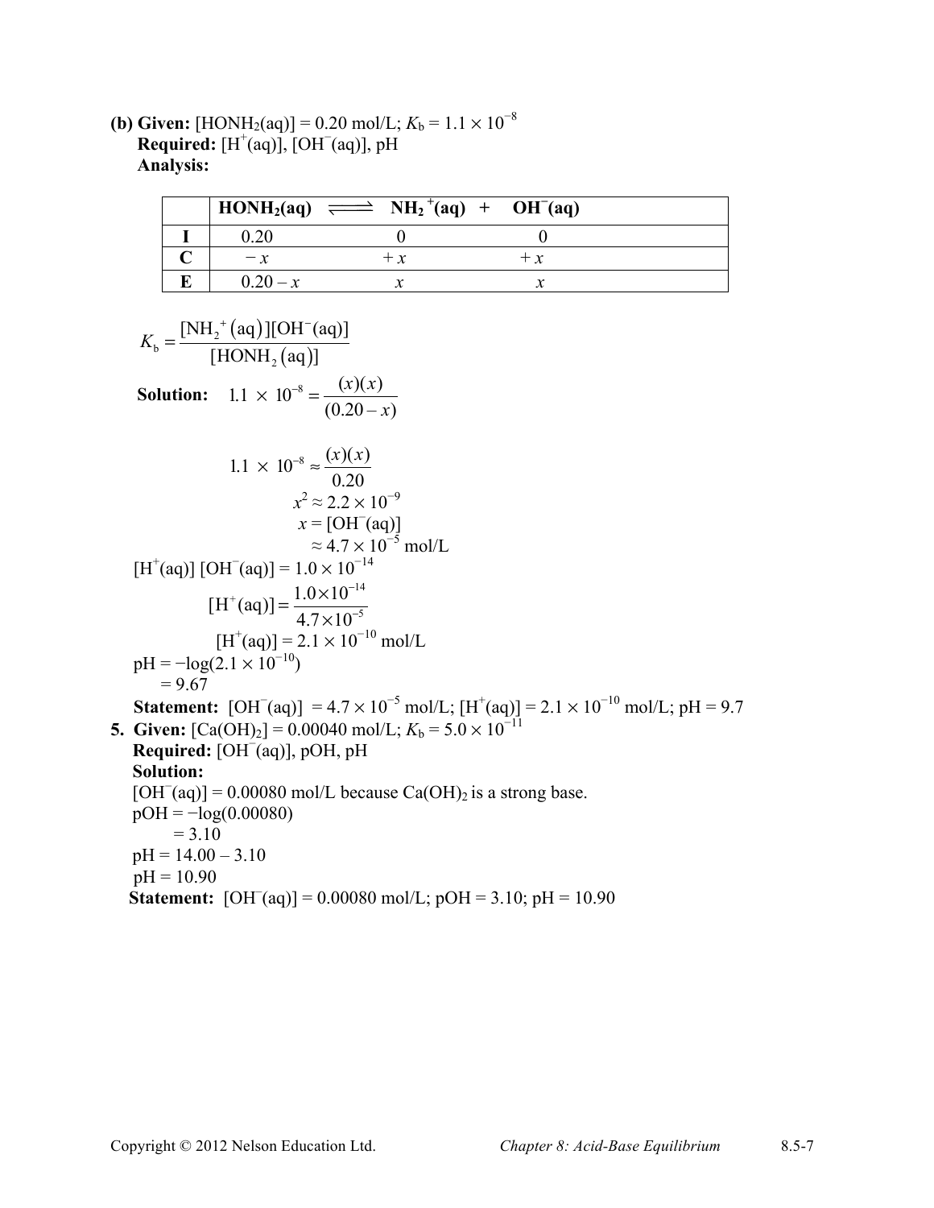**(b) Given:** $[HONH_2(aq)] = 0.20$ mol/L; $K_b = 1.1 \times 10^{-8}$
**Required:** $[H^+(aq)]$, $[OH^-(aq)]$, pH
**Analysis:**

| | $HONH_2(aq) \rightleftharpoons$ | $NH_2^+(aq)$ + | $OH^-(aq)$ |
|---|---|---|---|
| **I** | 0.20 | 0 | 0 |
| **C** | $-x$ | $+x$ | $+x$ |
| **E** | $0.20 - x$ | $x$ | $x$ |

$$K_b = \frac{[NH_2^+(aq)][OH^-(aq)]}{[HONH_2(aq)]}$$

**Solution:** $1.1 \times 10^{-8} = \frac{(x)(x)}{(0.20 - x)}$

$$1.1 \times 10^{-8} \approx \frac{(x)(x)}{0.20}$$

$$x^2 \approx 2.2 \times 10^{-9}$$

$$x = [OH^-(aq)]$$

$$\approx 4.7 \times 10^{-5} \text{ mol/L}$$

$[H^+(aq)]\,[OH^-(aq)] = 1.0 \times 10^{-14}$

$$[H^+(aq)] = \frac{1.0 \times 10^{-14}}{4.7 \times 10^{-5}}$$

$$[H^+(aq)] = 2.1 \times 10^{-10} \text{ mol/L}$$

$\text{pH} = -\log(2.1 \times 10^{-10})$
$= 9.67$

**Statement:** $[OH^-(aq)] = 4.7 \times 10^{-5}$ mol/L; $[H^+(aq)] = 2.1 \times 10^{-10}$ mol/L; pH = 9.7

**5. Given:** $[Ca(OH)_2] = 0.00040$ mol/L; $K_b = 5.0 \times 10^{-11}$
**Required:** $[OH^-(aq)]$, pOH, pH
**Solution:**
$[OH^-(aq)] = 0.00080$ mol/L because $Ca(OH)_2$ is a strong base.
$\text{pOH} = -\log(0.00080)$
$= 3.10$
$\text{pH} = 14.00 - 3.10$
$\text{pH} = 10.90$
**Statement:** $[OH^-(aq)] = 0.00080$ mol/L; pOH = 3.10; pH = 10.90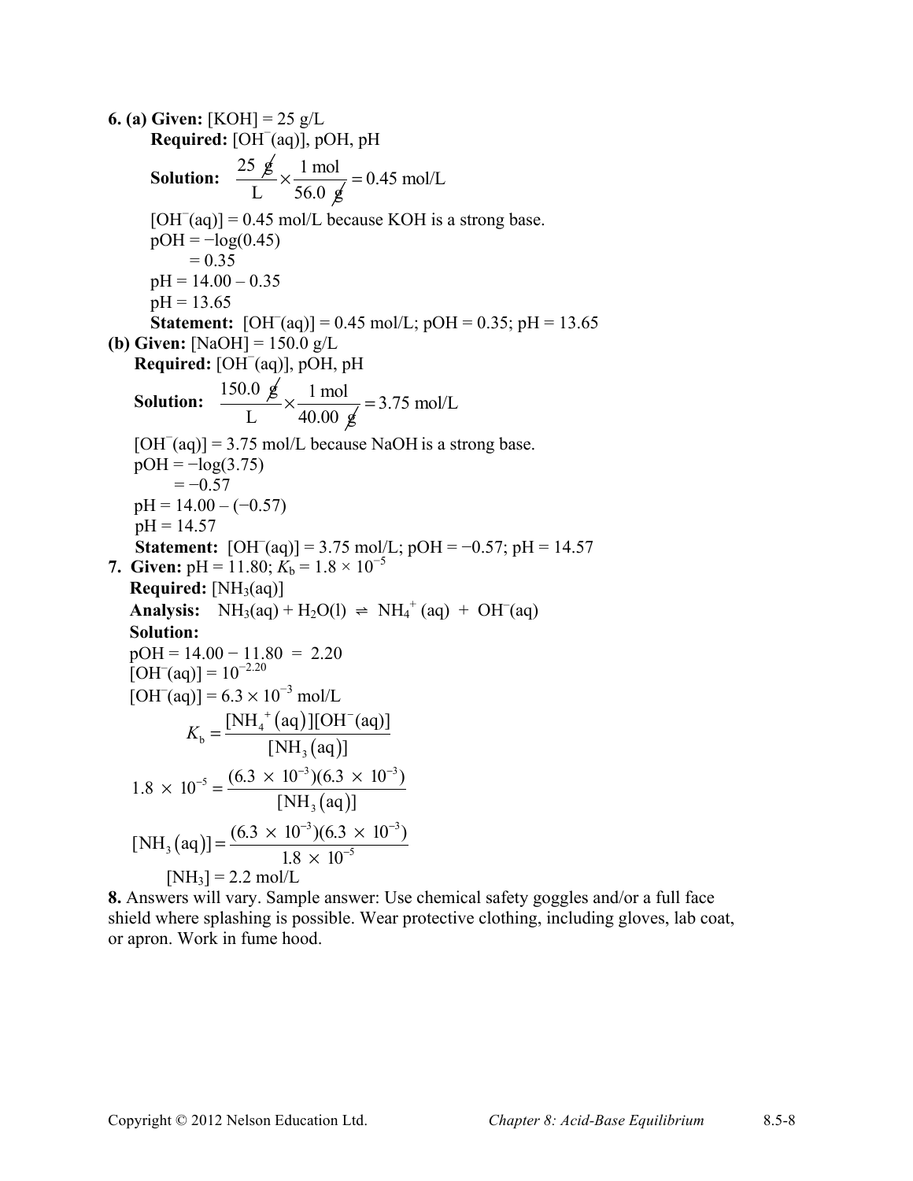**6. (a) Given:** [KOH] = 25 g/L

**Required:** $[OH^-(aq)]$, pOH, pH

**Solution:** $\dfrac{25\ \cancel{g}}{L} \times \dfrac{1\ mol}{56.0\ \cancel{g}} = 0.45\ mol/L$

$[OH^-(aq)] = 0.45$ mol/L because KOH is a strong base.

pOH = −log(0.45)
= 0.35

pH = 14.00 – 0.35

pH = 13.65

**Statement:** $[OH^-(aq)] = 0.45$ mol/L; pOH = 0.35; pH = 13.65

**(b) Given:** [NaOH] = 150.0 g/L

**Required:** $[OH^-(aq)]$, pOH, pH

**Solution:** $\dfrac{150.0\ \cancel{g}}{L} \times \dfrac{1\ mol}{40.00\ \cancel{g}} = 3.75\ mol/L$

$[OH^-(aq)] = 3.75$ mol/L because NaOH is a strong base.

pOH = −log(3.75)
= −0.57

pH = 14.00 – (−0.57)

pH = 14.57

**Statement:** $[OH^-(aq)] = 3.75$ mol/L; pOH = −0.57; pH = 14.57

**7. Given:** pH = 11.80; $K_b = 1.8 \times 10^{-5}$

**Required:** $[NH_3(aq)]$

**Analysis:** $NH_3(aq) + H_2O(l) \rightleftharpoons NH_4^+(aq) + OH^-(aq)$

**Solution:**

pOH = 14.00 − 11.80 = 2.20

$[OH^-(aq)] = 10^{-2.20}$

$[OH^-(aq)] = 6.3 \times 10^{-3}$ mol/L

$$K_b = \frac{[NH_4^+(aq)][OH^-(aq)]}{[NH_3(aq)]}$$

$$1.8 \times 10^{-5} = \frac{(6.3 \times 10^{-3})(6.3 \times 10^{-3})}{[NH_3(aq)]}$$

$$[NH_3(aq)] = \frac{(6.3 \times 10^{-3})(6.3 \times 10^{-3})}{1.8 \times 10^{-5}}$$

$[NH_3] = 2.2$ mol/L

**8.** Answers will vary. Sample answer: Use chemical safety goggles and/or a full face shield where splashing is possible. Wear protective clothing, including gloves, lab coat, or apron. Work in fume hood.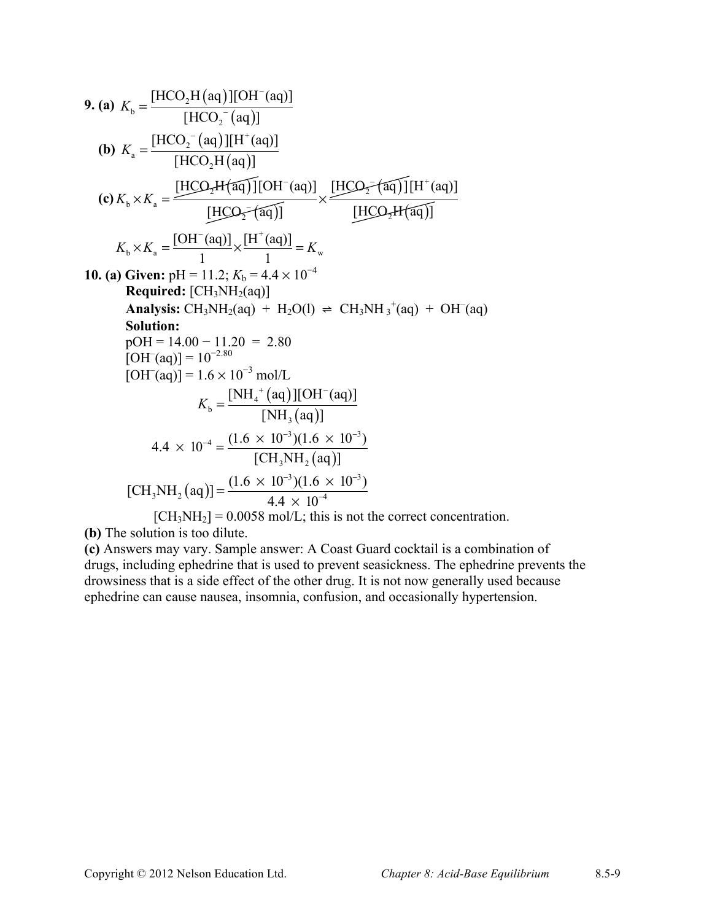**9. (a)** $K_b = \dfrac{[HCO_2H(aq)][OH^-(aq)]}{[HCO_2^-(aq)]}$

**(b)** $K_a = \dfrac{[HCO_2^-(aq)][H^+(aq)]}{[HCO_2H(aq)]}$

**(c)** $K_b \times K_a = \dfrac{\cancel{[HCO_2H(aq)]}[OH^-(aq)]}{\cancel{[HCO_2^-(aq)]}} \times \dfrac{\cancel{[HCO_2^-(aq)]}[H^+(aq)]}{\cancel{[HCO_2H(aq)]}}$

$$K_b \times K_a = \frac{[OH^-(aq)]}{1} \times \frac{[H^+(aq)]}{1} = K_w$$

**10. (a) Given:** pH = 11.2; $K_b = 4.4 \times 10^{-4}$

**Required:** $[CH_3NH_2(aq)]$

**Analysis:** $CH_3NH_2(aq) + H_2O(l) \rightleftharpoons CH_3NH_3^+(aq) + OH^-(aq)$

**Solution:**

pOH = 14.00 − 11.20 = 2.80

$[OH^-(aq)] = 10^{-2.80}$

$[OH^-(aq)] = 1.6 \times 10^{-3}$ mol/L

$$K_b = \frac{[NH_4^+(aq)][OH^-(aq)]}{[NH_3(aq)]}$$

$$4.4 \times 10^{-4} = \frac{(1.6 \times 10^{-3})(1.6 \times 10^{-3})}{[CH_3NH_2(aq)]}$$

$$[CH_3NH_2(aq)] = \frac{(1.6 \times 10^{-3})(1.6 \times 10^{-3})}{4.4 \times 10^{-4}}$$

$[CH_3NH_2] = 0.0058$ mol/L; this is not the correct concentration.

**(b)** The solution is too dilute.

**(c)** Answers may vary. Sample answer: A Coast Guard cocktail is a combination of drugs, including ephedrine that is used to prevent seasickness. The ephedrine prevents the drowsiness that is a side effect of the other drug. It is not now generally used because ephedrine can cause nausea, insomnia, confusion, and occasionally hypertension.